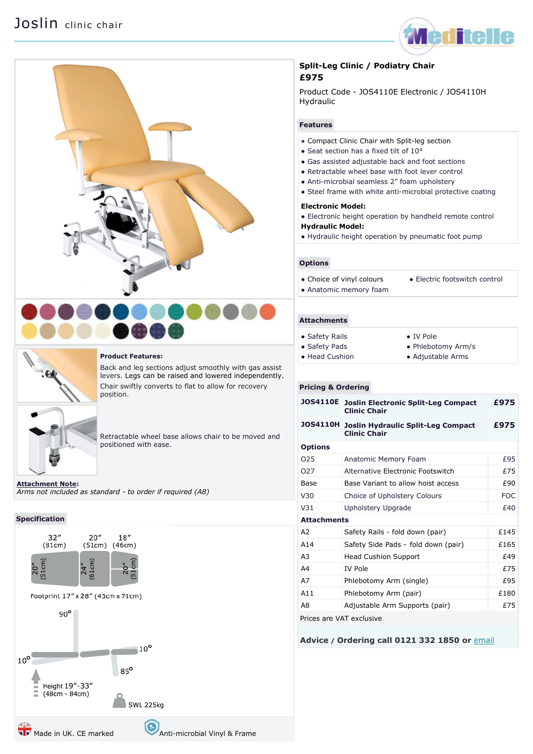# Joslin clinic chair

## Split-Leg Clinic / Podiatry Chair

**£975**

Product Code - JOS4110E Electronic / JOS4110H Hydraulic

### Features

- Compact Clinic Chair with Split-leg section
- Seat section has a fixed tilt of 10°
- Gas assisted adjustable back and foot sections
- Retractable wheel base with foot lever control
- Anti-microbial seamless 2" foam upholstery
- Steel frame with white anti-microbial protective coating

**Electronic Model:**

- Electronic height operation by handheld remote control

**Hydraulic Model:**

- Hydraulic height operation by pneumatic foot pump

### Options

- Choice of vinyl colours
- Anatomic memory foam
- Electric footswitch control

### Attachments

- Safety Rails
- Safety Pads
- Head Cushion
- IV Pole
- Phlebotomy Arm/s
- Adjustable Arms

**Product Features:**

Back and leg sections adjust smoothly with gas assist levers. Legs can be raised and lowered independently.

Chair swiftly converts to flat to allow for recovery position.

Retractable wheel base allows chair to be moved and positioned with ease.

**Attachment Note:**
*Arms not included as standard - to order if required (A8)*

### Specification

32" (81cm) | 20" (51cm) | 18" (46cm)

20" (51cm) | 24" (61cm) | 20" (51cm)

Footprint 17" x 28" (43cm x 71cm)

90° | 10° | 10° | 85°

Height 19"-33" (48cm - 84cm)

SWL 225kg

Made in UK. CE marked

Anti-microbial Vinyl & Frame

### Pricing & Ordering

| Code | Description | Price |
|---|---|---|
| JOS4110E | **Joslin Electronic Split-Leg Compact Clinic Chair** | **£975** |
| JOS4110H | **Joslin Hydraulic Split-Leg Compact Clinic Chair** | **£975** |
| **Options** | | |
| O25 | Anatomic Memory Foam | £95 |
| O27 | Alternative Electronic Footswitch | £75 |
| Base | Base Variant to allow hoist access | £90 |
| V30 | Choice of Upholstery Colours | FOC |
| V31 | Upholstery Upgrade | £40 |
| **Attachments** | | |
| A2 | Safety Rails - fold down (pair) | £145 |
| A14 | Safety Side Pads - fold down (pair) | £165 |
| A3 | Head Cushion Support | £49 |
| A4 | IV Pole | £75 |
| A7 | Phlebotomy Arm (single) | £95 |
| A11 | Phlebotomy Arm (pair) | £180 |
| A8 | Adjustable Arm Supports (pair) | £75 |

Prices are VAT exclusive

**Advice / Ordering call 0121 332 1850 or** email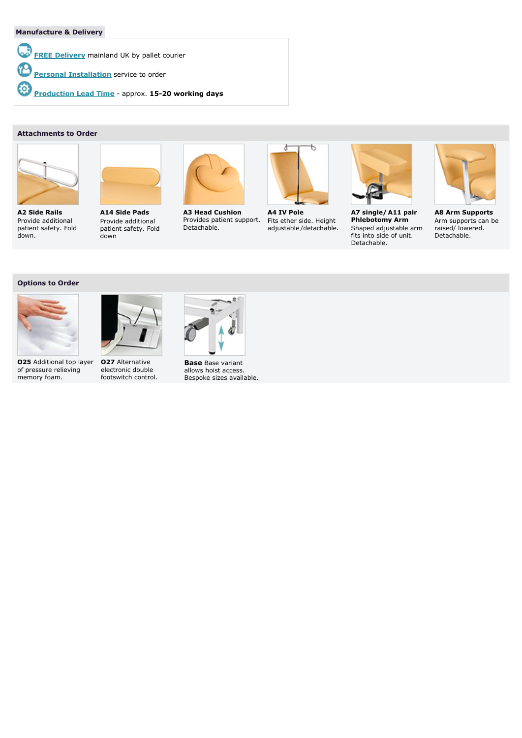## Manufacture & Delivery

**FREE Delivery** mainland UK by pallet courier

**Personal Installation** service to order

**Production Lead Time** - approx. **15-20 working days**

## Attachments to Order

**A2 Side Rails**
Provide additional patient safety. Fold down.

**A14 Side Pads**
Provide additional patient safety. Fold down

**A3 Head Cushion**
Provides patient support. Detachable.

**A4 IV Pole**
Fits ether side. Height adjustable/detachable.

**A7 single/ A11 pair Phlebotomy Arm**
Shaped adjustable arm fits into side of unit. Detachable.

**A8 Arm Supports**
Arm supports can be raised/ lowered. Detachable.

## Options to Order

**O25** Additional top layer of pressure relieving memory foam.

**O27** Alternative electronic double footswitch control.

**Base** Base variant allows hoist access. Bespoke sizes available.